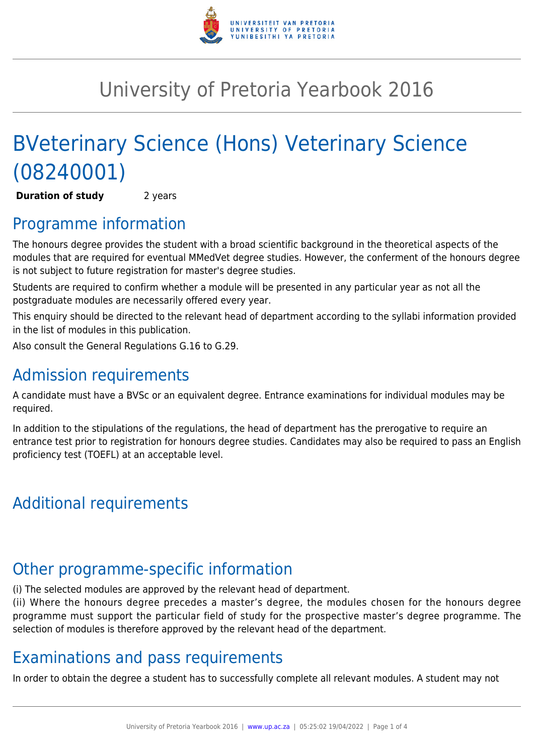# University of Pretoria Yearbook 2016

# BVeterinary Science (Hons) Veterinary Science (08240001)

**Duration of study** 2 years

## Programme information

The honours degree provides the student with a broad scientific background in the theoretical aspects of the modules that are required for eventual MMedVet degree studies. However, the conferment of the honours degree is not subject to future registration for master's degree studies.

Students are required to confirm whether a module will be presented in any particular year as not all the postgraduate modules are necessarily offered every year.

This enquiry should be directed to the relevant head of department according to the syllabi information provided in the list of modules in this publication.

Also consult the General Regulations G.16 to G.29.

## Admission requirements

A candidate must have a BVSc or an equivalent degree. Entrance examinations for individual modules may be required.

In addition to the stipulations of the regulations, the head of department has the prerogative to require an entrance test prior to registration for honours degree studies. Candidates may also be required to pass an English proficiency test (TOEFL) at an acceptable level.

## Additional requirements

## Other programme-specific information

(i) The selected modules are approved by the relevant head of department.
(ii) Where the honours degree precedes a master's degree, the modules chosen for the honours degree programme must support the particular field of study for the prospective master's degree programme. The selection of modules is therefore approved by the relevant head of the department.

## Examinations and pass requirements

In order to obtain the degree a student has to successfully complete all relevant modules. A student may not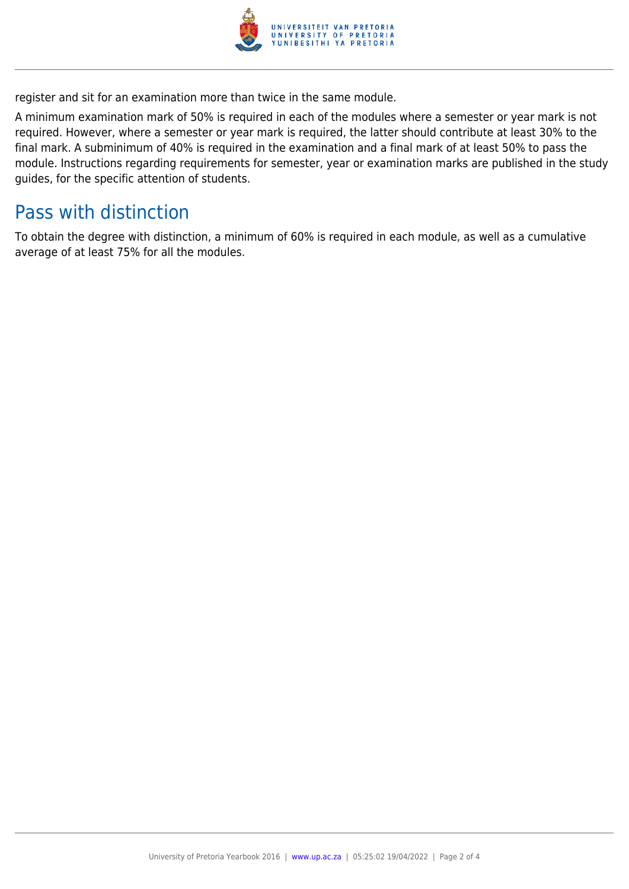register and sit for an examination more than twice in the same module.

A minimum examination mark of 50% is required in each of the modules where a semester or year mark is not required. However, where a semester or year mark is required, the latter should contribute at least 30% to the final mark. A subminimum of 40% is required in the examination and a final mark of at least 50% to pass the module. Instructions regarding requirements for semester, year or examination marks are published in the study guides, for the specific attention of students.

## Pass with distinction

To obtain the degree with distinction, a minimum of 60% is required in each module, as well as a cumulative average of at least 75% for all the modules.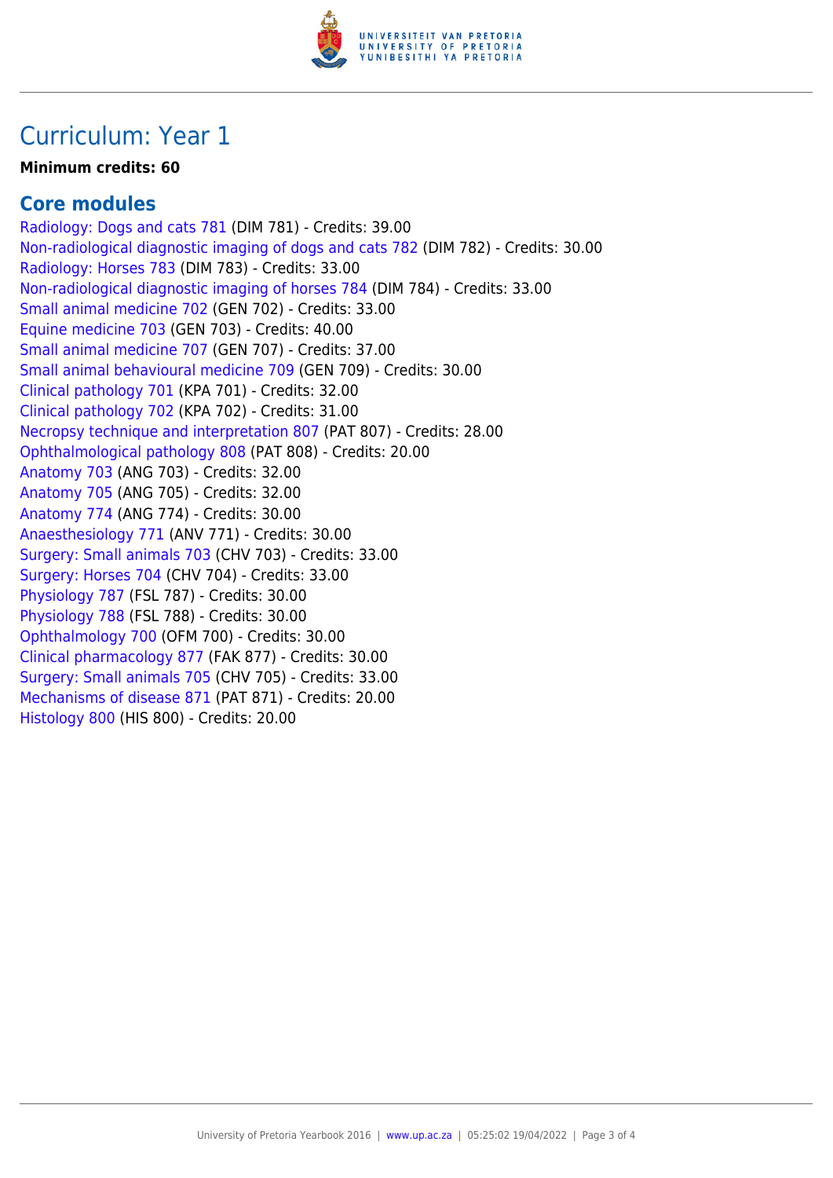# Curriculum: Year 1

**Minimum credits: 60**

## Core modules

Radiology: Dogs and cats 781 (DIM 781) - Credits: 39.00
Non-radiological diagnostic imaging of dogs and cats 782 (DIM 782) - Credits: 30.00
Radiology: Horses 783 (DIM 783) - Credits: 33.00
Non-radiological diagnostic imaging of horses 784 (DIM 784) - Credits: 33.00
Small animal medicine 702 (GEN 702) - Credits: 33.00
Equine medicine 703 (GEN 703) - Credits: 40.00
Small animal medicine 707 (GEN 707) - Credits: 37.00
Small animal behavioural medicine 709 (GEN 709) - Credits: 30.00
Clinical pathology 701 (KPA 701) - Credits: 32.00
Clinical pathology 702 (KPA 702) - Credits: 31.00
Necropsy technique and interpretation 807 (PAT 807) - Credits: 28.00
Ophthalmological pathology 808 (PAT 808) - Credits: 20.00
Anatomy 703 (ANG 703) - Credits: 32.00
Anatomy 705 (ANG 705) - Credits: 32.00
Anatomy 774 (ANG 774) - Credits: 30.00
Anaesthesiology 771 (ANV 771) - Credits: 30.00
Surgery: Small animals 703 (CHV 703) - Credits: 33.00
Surgery: Horses 704 (CHV 704) - Credits: 33.00
Physiology 787 (FSL 787) - Credits: 30.00
Physiology 788 (FSL 788) - Credits: 30.00
Ophthalmology 700 (OFM 700) - Credits: 30.00
Clinical pharmacology 877 (FAK 877) - Credits: 30.00
Surgery: Small animals 705 (CHV 705) - Credits: 33.00
Mechanisms of disease 871 (PAT 871) - Credits: 20.00
Histology 800 (HIS 800) - Credits: 20.00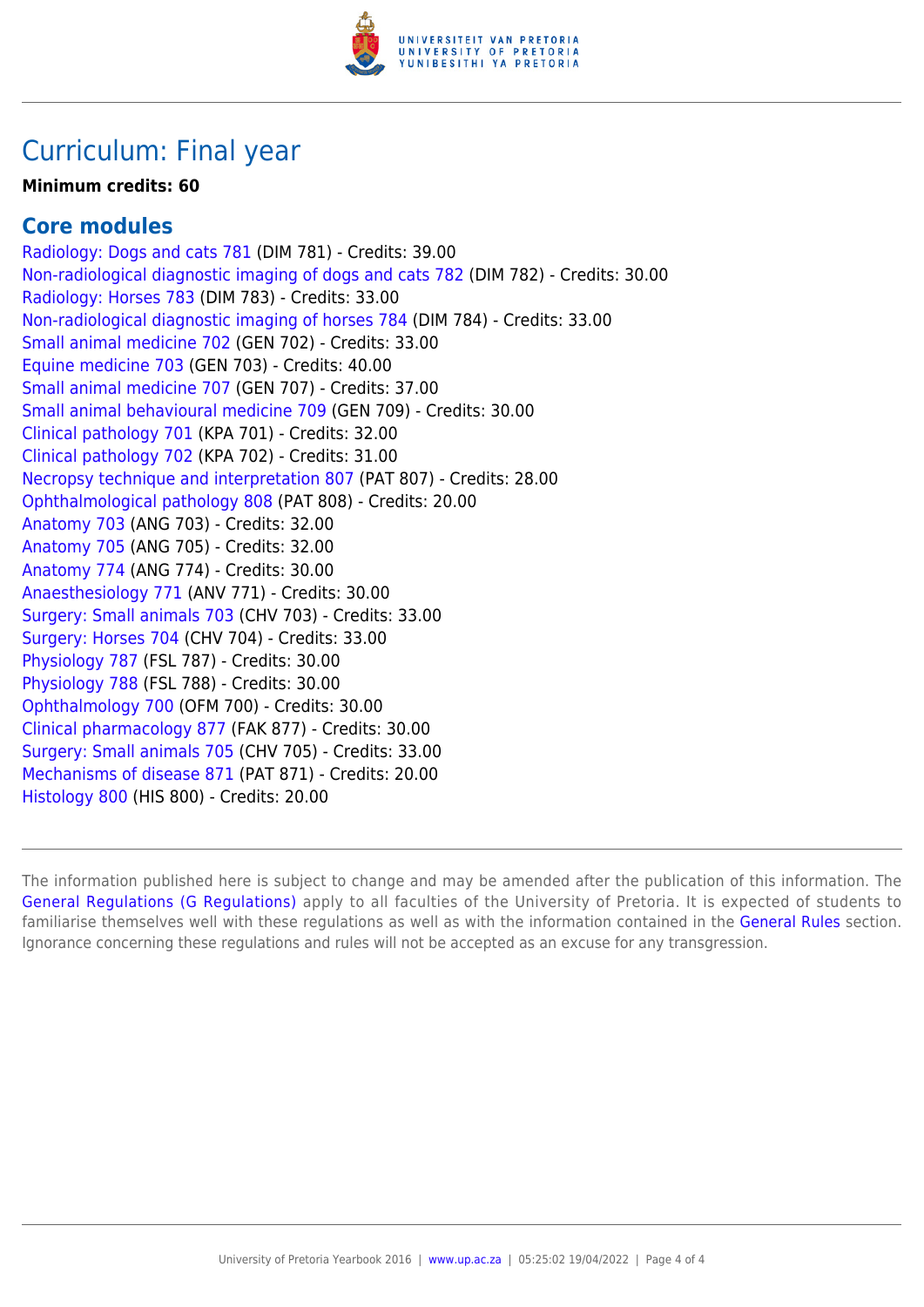# Curriculum: Final year

**Minimum credits: 60**

## Core modules

Radiology: Dogs and cats 781 (DIM 781) - Credits: 39.00
Non-radiological diagnostic imaging of dogs and cats 782 (DIM 782) - Credits: 30.00
Radiology: Horses 783 (DIM 783) - Credits: 33.00
Non-radiological diagnostic imaging of horses 784 (DIM 784) - Credits: 33.00
Small animal medicine 702 (GEN 702) - Credits: 33.00
Equine medicine 703 (GEN 703) - Credits: 40.00
Small animal medicine 707 (GEN 707) - Credits: 37.00
Small animal behavioural medicine 709 (GEN 709) - Credits: 30.00
Clinical pathology 701 (KPA 701) - Credits: 32.00
Clinical pathology 702 (KPA 702) - Credits: 31.00
Necropsy technique and interpretation 807 (PAT 807) - Credits: 28.00
Ophthalmological pathology 808 (PAT 808) - Credits: 20.00
Anatomy 703 (ANG 703) - Credits: 32.00
Anatomy 705 (ANG 705) - Credits: 32.00
Anatomy 774 (ANG 774) - Credits: 30.00
Anaesthesiology 771 (ANV 771) - Credits: 30.00
Surgery: Small animals 703 (CHV 703) - Credits: 33.00
Surgery: Horses 704 (CHV 704) - Credits: 33.00
Physiology 787 (FSL 787) - Credits: 30.00
Physiology 788 (FSL 788) - Credits: 30.00
Ophthalmology 700 (OFM 700) - Credits: 30.00
Clinical pharmacology 877 (FAK 877) - Credits: 30.00
Surgery: Small animals 705 (CHV 705) - Credits: 33.00
Mechanisms of disease 871 (PAT 871) - Credits: 20.00
Histology 800 (HIS 800) - Credits: 20.00

---

The information published here is subject to change and may be amended after the publication of this information. The General Regulations (G Regulations) apply to all faculties of the University of Pretoria. It is expected of students to familiarise themselves well with these regulations as well as with the information contained in the General Rules section. Ignorance concerning these regulations and rules will not be accepted as an excuse for any transgression.